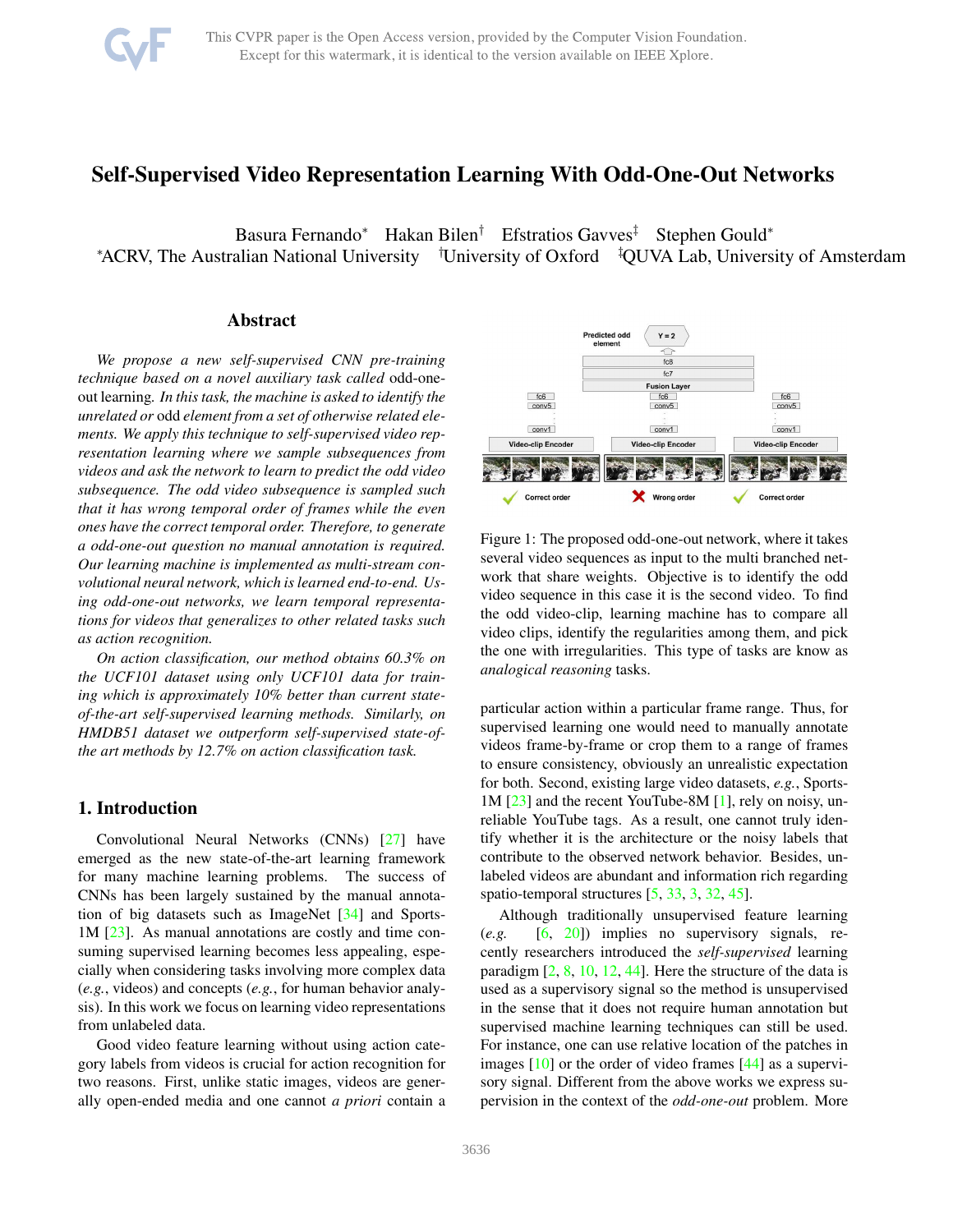# Self-Supervised Video Representation Learning With Odd-One-Out Networks

Basura Fernando* Hakan Bilen† Efstratios Gavves‡ Stephen Gould*

*ACRV, The Australian National University †University of Oxford ‡QUVA Lab, University of Amsterdam

## Abstract

*We propose a new self-supervised CNN pre-training technique based on a novel auxiliary task called* odd-one-out learning. *In this task, the machine is asked to identify the unrelated or* odd *element from a set of otherwise related elements. We apply this technique to self-supervised video representation learning where we sample subsequences from videos and ask the network to learn to predict the odd video subsequence. The odd video subsequence is sampled such that it has wrong temporal order of frames while the even ones have the correct temporal order. Therefore, to generate a odd-one-out question no manual annotation is required. Our learning machine is implemented as multi-stream convolutional neural network, which is learned end-to-end. Using odd-one-out networks, we learn temporal representations for videos that generalizes to other related tasks such as action recognition.*

*On action classification, our method obtains 60.3% on the UCF101 dataset using only UCF101 data for training which is approximately 10% better than current state-of-the-art self-supervised learning methods. Similarly, on HMDB51 dataset we outperform self-supervised state-of-the art methods by 12.7% on action classification task.*

Figure 1: The proposed odd-one-out network, where it takes several video sequences as input to the multi branched network that share weights. Objective is to identify the odd video sequence in this case it is the second video. To find the odd video-clip, learning machine has to compare all video clips, identify the regularities among them, and pick the one with irregularities. This type of tasks are know as *analogical reasoning* tasks.

## 1. Introduction

Convolutional Neural Networks (CNNs) [27] have emerged as the new state-of-the-art learning framework for many machine learning problems. The success of CNNs has been largely sustained by the manual annotation of big datasets such as ImageNet [34] and Sports-1M [23]. As manual annotations are costly and time consuming supervised learning becomes less appealing, especially when considering tasks involving more complex data (*e.g.*, videos) and concepts (*e.g.*, for human behavior analysis). In this work we focus on learning video representations from unlabeled data.

Good video feature learning without using action category labels from videos is crucial for action recognition for two reasons. First, unlike static images, videos are generally open-ended media and one cannot *a priori* contain a particular action within a particular frame range. Thus, for supervised learning one would need to manually annotate videos frame-by-frame or crop them to a range of frames to ensure consistency, obviously an unrealistic expectation for both. Second, existing large video datasets, *e.g.*, Sports-1M [23] and the recent YouTube-8M [1], rely on noisy, unreliable YouTube tags. As a result, one cannot truly identify whether it is the architecture or the noisy labels that contribute to the observed network behavior. Besides, unlabeled videos are abundant and information rich regarding spatio-temporal structures [5, 33, 3, 32, 45].

Although traditionally unsupervised feature learning (*e.g.* [6, 20]) implies no supervisory signals, recently researchers introduced the *self-supervised* learning paradigm [2, 8, 10, 12, 44]. Here the structure of the data is used as a supervisory signal so the method is unsupervised in the sense that it does not require human annotation but supervised machine learning techniques can still be used. For instance, one can use relative location of the patches in images [10] or the order of video frames [44] as a supervisory signal. Different from the above works we express supervision in the context of the *odd-one-out* problem. More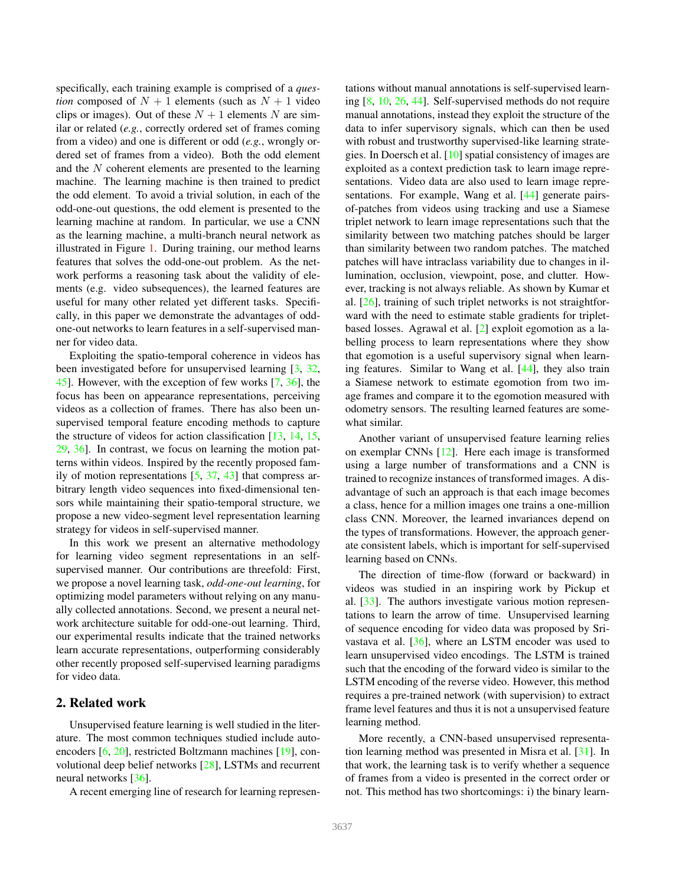specifically, each training example is comprised of a *question* composed of $N + 1$ elements (such as $N + 1$ video clips or images). Out of these $N + 1$ elements $N$ are similar or related (*e.g.*, correctly ordered set of frames coming from a video) and one is different or odd (*e.g.*, wrongly ordered set of frames from a video). Both the odd element and the $N$ coherent elements are presented to the learning machine. The learning machine is then trained to predict the odd element. To avoid a trivial solution, in each of the odd-one-out questions, the odd element is presented to the learning machine at random. In particular, we use a CNN as the learning machine, a multi-branch neural network as illustrated in Figure 1. During training, our method learns features that solves the odd-one-out problem. As the network performs a reasoning task about the validity of elements (e.g. video subsequences), the learned features are useful for many other related yet different tasks. Specifically, in this paper we demonstrate the advantages of odd-one-out networks to learn features in a self-supervised manner for video data.

Exploiting the spatio-temporal coherence in videos has been investigated before for unsupervised learning [3, 32, 45]. However, with the exception of few works [7, 36], the focus has been on appearance representations, perceiving videos as a collection of frames. There has also been unsupervised temporal feature encoding methods to capture the structure of videos for action classification [13, 14, 15, 29, 36]. In contrast, we focus on learning the motion patterns within videos. Inspired by the recently proposed family of motion representations [5, 37, 43] that compress arbitrary length video sequences into fixed-dimensional tensors while maintaining their spatio-temporal structure, we propose a new video-segment level representation learning strategy for videos in self-supervised manner.

In this work we present an alternative methodology for learning video segment representations in an self-supervised manner. Our contributions are threefold: First, we propose a novel learning task, *odd-one-out learning*, for optimizing model parameters without relying on any manually collected annotations. Second, we present a neural network architecture suitable for odd-one-out learning. Third, our experimental results indicate that the trained networks learn accurate representations, outperforming considerably other recently proposed self-supervised learning paradigms for video data.

## 2. Related work

Unsupervised feature learning is well studied in the literature. The most common techniques studied include autoencoders [6, 20], restricted Boltzmann machines [19], convolutional deep belief networks [28], LSTMs and recurrent neural networks [36].

A recent emerging line of research for learning representations without manual annotations is self-supervised learning [8, 10, 26, 44]. Self-supervised methods do not require manual annotations, instead they exploit the structure of the data to infer supervisory signals, which can then be used with robust and trustworthy supervised-like learning strategies. In Doersch et al. [10] spatial consistency of images are exploited as a context prediction task to learn image representations. Video data are also used to learn image representations. For example, Wang et al. [44] generate pairs-of-patches from videos using tracking and use a Siamese triplet network to learn image representations such that the similarity between two matching patches should be larger than similarity between two random patches. The matched patches will have intraclass variability due to changes in illumination, occlusion, viewpoint, pose, and clutter. However, tracking is not always reliable. As shown by Kumar et al. [26], training of such triplet networks is not straightforward with the need to estimate stable gradients for triplet-based losses. Agrawal et al. [2] exploit egomotion as a labelling process to learn representations where they show that egomotion is a useful supervisory signal when learning features. Similar to Wang et al. [44], they also train a Siamese network to estimate egomotion from two image frames and compare it to the egomotion measured with odometry sensors. The resulting learned features are somewhat similar.

Another variant of unsupervised feature learning relies on exemplar CNNs [12]. Here each image is transformed using a large number of transformations and a CNN is trained to recognize instances of transformed images. A disadvantage of such an approach is that each image becomes a class, hence for a million images one trains a one-million class CNN. Moreover, the learned invariances depend on the types of transformations. However, the approach generate consistent labels, which is important for self-supervised learning based on CNNs.

The direction of time-flow (forward or backward) in videos was studied in an inspiring work by Pickup et al. [33]. The authors investigate various motion representations to learn the arrow of time. Unsupervised learning of sequence encoding for video data was proposed by Srivastava et al. [36], where an LSTM encoder was used to learn unsupervised video encodings. The LSTM is trained such that the encoding of the forward video is similar to the LSTM encoding of the reverse video. However, this method requires a pre-trained network (with supervision) to extract frame level features and thus it is not a unsupervised feature learning method.

More recently, a CNN-based unsupervised representation learning method was presented in Misra et al. [31]. In that work, the learning task is to verify whether a sequence of frames from a video is presented in the correct order or not. This method has two shortcomings: i) the binary learn-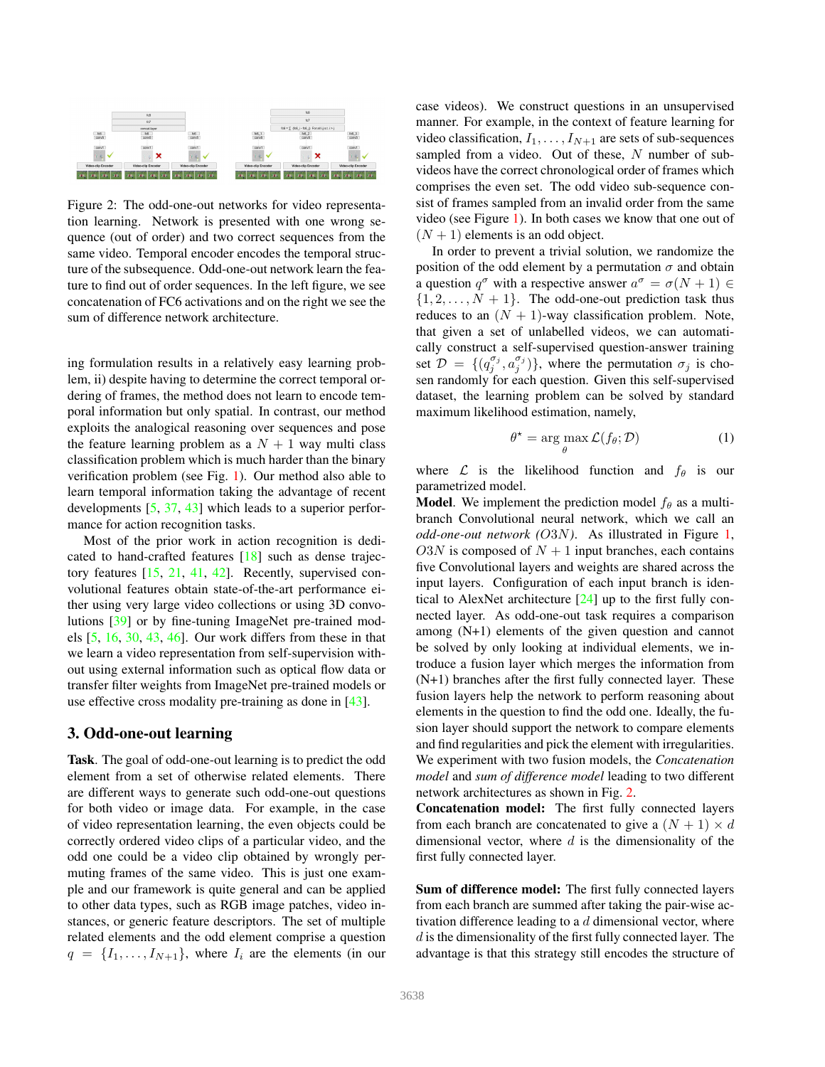Figure 2: The odd-one-out networks for video representation learning. Network is presented with one wrong sequence (out of order) and two correct sequences from the same video. Temporal encoder encodes the temporal structure of the subsequence. Odd-one-out network learn the feature to find out of order sequences. In the left figure, we see concatenation of FC6 activations and on the right we see the sum of difference network architecture.

ing formulation results in a relatively easy learning problem, ii) despite having to determine the correct temporal ordering of frames, the method does not learn to encode temporal information but only spatial. In contrast, our method exploits the analogical reasoning over sequences and pose the feature learning problem as a $N + 1$ way multi class classification problem which is much harder than the binary verification problem (see Fig. 1). Our method also able to learn temporal information taking the advantage of recent developments [5, 37, 43] which leads to a superior performance for action recognition tasks.

Most of the prior work in action recognition is dedicated to hand-crafted features [18] such as dense trajectory features [15, 21, 41, 42]. Recently, supervised convolutional features obtain state-of-the-art performance either using very large video collections or using 3D convolutions [39] or by fine-tuning ImageNet pre-trained models [5, 16, 30, 43, 46]. Our work differs from these in that we learn a video representation from self-supervision without using external information such as optical flow data or transfer filter weights from ImageNet pre-trained models or use effective cross modality pre-training as done in [43].

## 3. Odd-one-out learning

**Task**. The goal of odd-one-out learning is to predict the odd element from a set of otherwise related elements. There are different ways to generate such odd-one-out questions for both video or image data. For example, in the case of video representation learning, the even objects could be correctly ordered video clips of a particular video, and the odd one could be a video clip obtained by wrongly permuting frames of the same video. This is just one example and our framework is quite general and can be applied to other data types, such as RGB image patches, video instances, or generic feature descriptors. The set of multiple related elements and the odd element comprise a question $q = \{I_1, \ldots, I_{N+1}\}$, where $I_i$ are the elements (in our case videos). We construct questions in an unsupervised manner. For example, in the context of feature learning for video classification, $I_1, \ldots, I_{N+1}$ are sets of sub-sequences sampled from a video. Out of these, $N$ number of sub-videos have the correct chronological order of frames which comprises the even set. The odd video sub-sequence consist of frames sampled from an invalid order from the same video (see Figure 1). In both cases we know that one out of $(N + 1)$ elements is an odd object.

In order to prevent a trivial solution, we randomize the position of the odd element by a permutation $\sigma$ and obtain a question $q^\sigma$ with a respective answer $a^\sigma = \sigma(N + 1) \in \{1, 2, \ldots, N + 1\}$. The odd-one-out prediction task thus reduces to an $(N + 1)$-way classification problem. Note, that given a set of unlabelled videos, we can automatically construct a self-supervised question-answer training set $\mathcal{D} = \{(q_j^{\sigma_j}, a_j^{\sigma_j})\}$, where the permutation $\sigma_j$ is chosen randomly for each question. Given this self-supervised dataset, the learning problem can be solved by standard maximum likelihood estimation, namely,

$$\theta^\star = \arg\max_\theta \mathcal{L}(f_\theta; \mathcal{D}) \tag{1}$$

where $\mathcal{L}$ is the likelihood function and $f_\theta$ is our parametrized model.

**Model**. We implement the prediction model $f_\theta$ as a multi-branch Convolutional neural network, which we call an *odd-one-out network (O3N)*. As illustrated in Figure 1, $O3N$ is composed of $N + 1$ input branches, each contains five Convolutional layers and weights are shared across the input layers. Configuration of each input branch is identical to AlexNet architecture [24] up to the first fully connected layer. As odd-one-out task requires a comparison among (N+1) elements of the given question and cannot be solved by only looking at individual elements, we introduce a fusion layer which merges the information from (N+1) branches after the first fully connected layer. These fusion layers help the network to perform reasoning about elements in the question to find the odd one. Ideally, the fusion layer should support the network to compare elements and find regularities and pick the element with irregularities. We experiment with two fusion models, the *Concatenation model* and *sum of difference model* leading to two different network architectures as shown in Fig. 2.

**Concatenation model:** The first fully connected layers from each branch are concatenated to give a $(N + 1) \times d$ dimensional vector, where $d$ is the dimensionality of the first fully connected layer.

**Sum of difference model:** The first fully connected layers from each branch are summed after taking the pair-wise activation difference leading to a $d$ dimensional vector, where $d$ is the dimensionality of the first fully connected layer. The advantage is that this strategy still encodes the structure of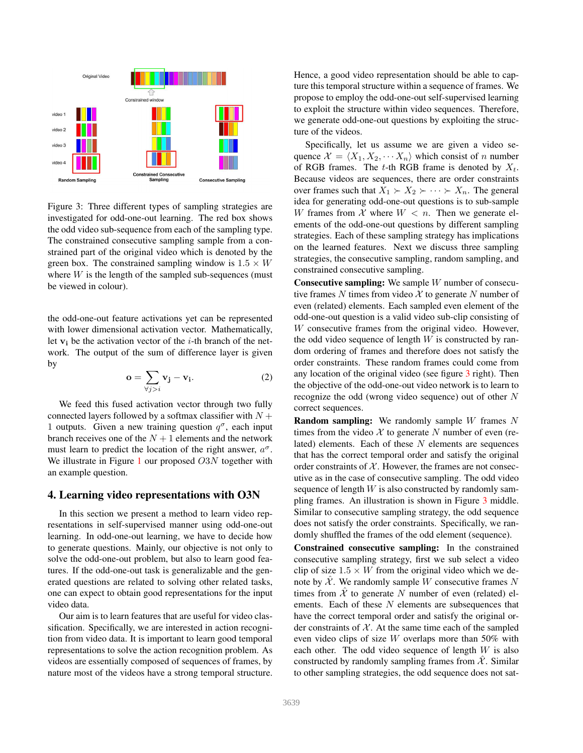Figure 3: Three different types of sampling strategies are investigated for odd-one-out learning. The red box shows the odd video sub-sequence from each of the sampling type. The constrained consecutive sampling sample from a constrained part of the original video which is denoted by the green box. The constrained sampling window is $1.5 \times W$ where $W$ is the length of the sampled sub-sequences (must be viewed in colour).

the odd-one-out feature activations yet can be represented with lower dimensional activation vector. Mathematically, let $\mathbf{v_i}$ be the activation vector of the $i$-th branch of the network. The output of the sum of difference layer is given by

$$\mathbf{o} = \sum_{\forall j > i} \mathbf{v_j} - \mathbf{v_i}. \tag{2}$$

We feed this fused activation vector through two fully connected layers followed by a softmax classifier with $N+1$ outputs. Given a new training question $q^\sigma$, each input branch receives one of the $N+1$ elements and the network must learn to predict the location of the right answer, $a^\sigma$. We illustrate in Figure 1 our proposed $O3N$ together with an example question.

## 4. Learning video representations with O3N

In this section we present a method to learn video representations in self-supervised manner using odd-one-out learning. In odd-one-out learning, we have to decide how to generate questions. Mainly, our objective is not only to solve the odd-one-out problem, but also to learn good features. If the odd-one-out task is generalizable and the generated questions are related to solving other related tasks, one can expect to obtain good representations for the input video data.

Our aim is to learn features that are useful for video classification. Specifically, we are interested in action recognition from video data. It is important to learn good temporal representations to solve the action recognition problem. As videos are essentially composed of sequences of frames, by nature most of the videos have a strong temporal structure. Hence, a good video representation should be able to capture this temporal structure within a sequence of frames. We propose to employ the odd-one-out self-supervised learning to exploit the structure within video sequences. Therefore, we generate odd-one-out questions by exploiting the structure of the videos.

Specifically, let us assume we are given a video sequence $\mathcal{X} = \langle X_1, X_2, \cdots X_n \rangle$ which consist of $n$ number of RGB frames. The $t$-th RGB frame is denoted by $X_t$. Because videos are sequences, there are order constraints over frames such that $X_1 \succ X_2 \succ \cdots \succ X_n$. The general idea for generating odd-one-out questions is to sub-sample $W$ frames from $\mathcal{X}$ where $W < n$. Then we generate elements of the odd-one-out questions by different sampling strategies. Each of these sampling strategy has implications on the learned features. Next we discuss three sampling strategies, the consecutive sampling, random sampling, and constrained consecutive sampling.

**Consecutive sampling:** We sample $W$ number of consecutive frames $N$ times from video $\mathcal{X}$ to generate $N$ number of even (related) elements. Each sampled even element of the odd-one-out question is a valid video sub-clip consisting of $W$ consecutive frames from the original video. However, the odd video sequence of length $W$ is constructed by random ordering of frames and therefore does not satisfy the order constraints. These random frames could come from any location of the original video (see figure 3 right). Then the objective of the odd-one-out video network is to learn to recognize the odd (wrong video sequence) out of other $N$ correct sequences.

**Random sampling:** We randomly sample $W$ frames $N$ times from the video $\mathcal{X}$ to generate $N$ number of even (related) elements. Each of these $N$ elements are sequences that has the correct temporal order and satisfy the original order constraints of $\mathcal{X}$. However, the frames are not consecutive as in the case of consecutive sampling. The odd video sequence of length $W$ is also constructed by randomly sampling frames. An illustration is shown in Figure 3 middle. Similar to consecutive sampling strategy, the odd sequence does not satisfy the order constraints. Specifically, we randomly shuffled the frames of the odd element (sequence).

**Constrained consecutive sampling:** In the constrained consecutive sampling strategy, first we sub select a video clip of size $1.5 \times W$ from the original video which we denote by $\hat{\mathcal{X}}$. We randomly sample $W$ consecutive frames $N$ times from $\hat{\mathcal{X}}$ to generate $N$ number of even (related) elements. Each of these $N$ elements are subsequences that have the correct temporal order and satisfy the original order constraints of $\mathcal{X}$. At the same time each of the sampled even video clips of size $W$ overlaps more than 50% with each other. The odd video sequence of length $W$ is also constructed by randomly sampling frames from $\hat{\mathcal{X}}$. Similar to other sampling strategies, the odd sequence does not sat-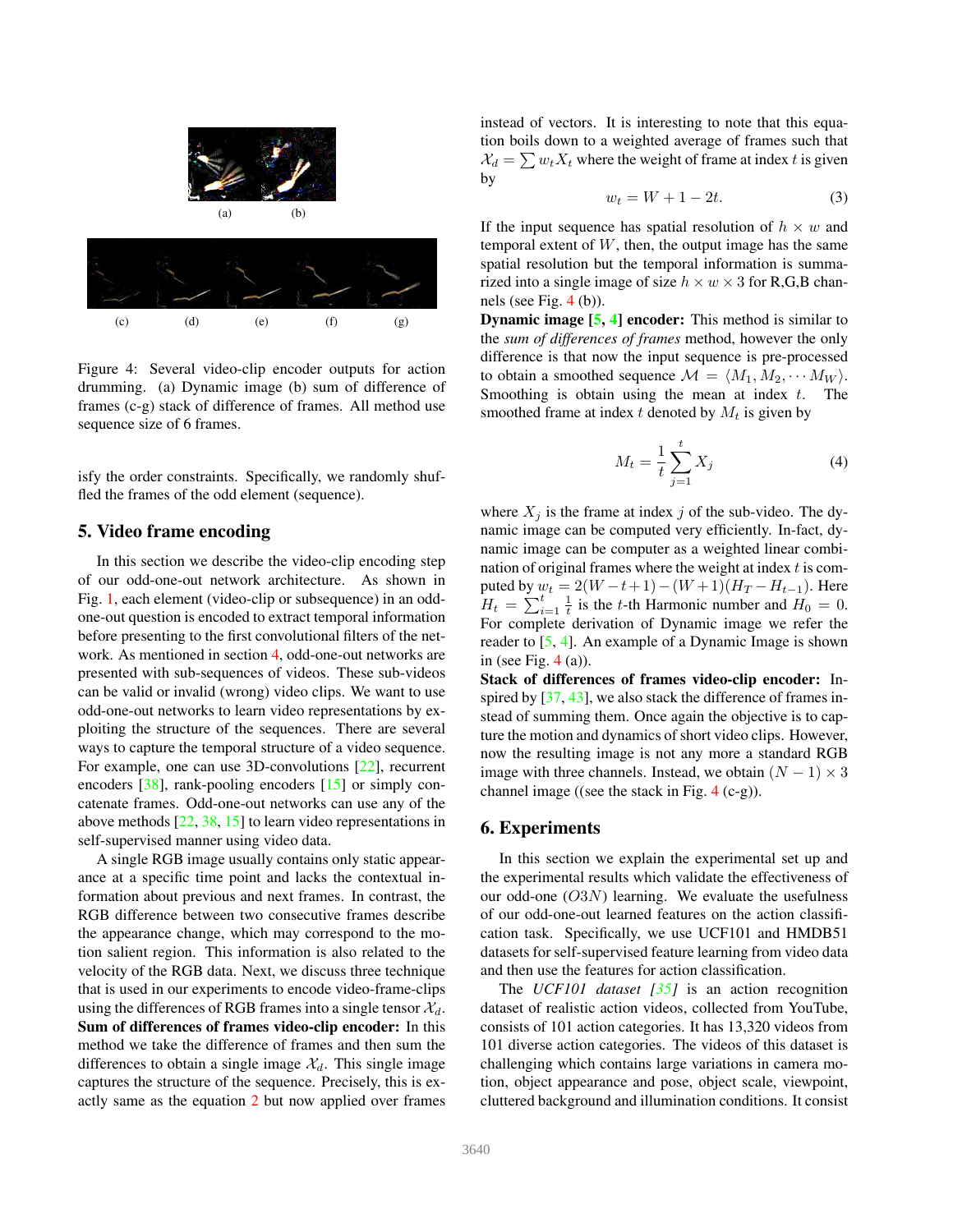Figure 4: Several video-clip encoder outputs for action drumming. (a) Dynamic image (b) sum of difference of frames (c-g) stack of difference of frames. All method use sequence size of 6 frames.

isfy the order constraints. Specifically, we randomly shuffled the frames of the odd element (sequence).

## 5. Video frame encoding

In this section we describe the video-clip encoding step of our odd-one-out network architecture. As shown in Fig. 1, each element (video-clip or subsequence) in an odd-one-out question is encoded to extract temporal information before presenting to the first convolutional filters of the network. As mentioned in section 4, odd-one-out networks are presented with sub-sequences of videos. These sub-videos can be valid or invalid (wrong) video clips. We want to use odd-one-out networks to learn video representations by exploiting the structure of the sequences. There are several ways to capture the temporal structure of a video sequence. For example, one can use 3D-convolutions [22], recurrent encoders [38], rank-pooling encoders [15] or simply concatenate frames. Odd-one-out networks can use any of the above methods [22, 38, 15] to learn video representations in self-supervised manner using video data.

A single RGB image usually contains only static appearance at a specific time point and lacks the contextual information about previous and next frames. In contrast, the RGB difference between two consecutive frames describe the appearance change, which may correspond to the motion salient region. This information is also related to the velocity of the RGB data. Next, we discuss three technique that is used in our experiments to encode video-frame-clips using the differences of RGB frames into a single tensor $\mathcal{X}_d$.

**Sum of differences of frames video-clip encoder:** In this method we take the difference of frames and then sum the differences to obtain a single image $\mathcal{X}_d$. This single image captures the structure of the sequence. Precisely, this is exactly same as the equation 2 but now applied over frames instead of vectors. It is interesting to note that this equation boils down to a weighted average of frames such that $\mathcal{X}_d = \sum w_t X_t$ where the weight of frame at index $t$ is given by

$$w_t = W + 1 - 2t. \tag{3}$$

If the input sequence has spatial resolution of $h \times w$ and temporal extent of $W$, then, the output image has the same spatial resolution but the temporal information is summarized into a single image of size $h \times w \times 3$ for R,G,B channels (see Fig. 4 (b)).

**Dynamic image [5, 4] encoder:** This method is similar to the *sum of differences of frames* method, however the only difference is that now the input sequence is pre-processed to obtain a smoothed sequence $\mathcal{M} = \langle M_1, M_2, \cdots M_W \rangle$. Smoothing is obtain using the mean at index $t$. The smoothed frame at index $t$ denoted by $M_t$ is given by

$$M_t = \frac{1}{t} \sum_{j=1}^{t} X_j \tag{4}$$

where $X_j$ is the frame at index $j$ of the sub-video. The dynamic image can be computed very efficiently. In-fact, dynamic image can be computer as a weighted linear combination of original frames where the weight at index $t$ is computed by $w_t = 2(W - t + 1) - (W + 1)(H_T - H_{t-1})$. Here $H_t = \sum_{i=1}^{t} \frac{1}{t}$ is the $t$-th Harmonic number and $H_0 = 0$. For complete derivation of Dynamic image we refer the reader to [5, 4]. An example of a Dynamic Image is shown in (see Fig. 4 (a)).

**Stack of differences of frames video-clip encoder:** Inspired by [37, 43], we also stack the difference of frames instead of summing them. Once again the objective is to capture the motion and dynamics of short video clips. However, now the resulting image is not any more a standard RGB image with three channels. Instead, we obtain $(N - 1) \times 3$ channel image ((see the stack in Fig. 4 (c-g)).

## 6. Experiments

In this section we explain the experimental set up and the experimental results which validate the effectiveness of our odd-one ($O3N$) learning. We evaluate the usefulness of our odd-one-out learned features on the action classification task. Specifically, we use UCF101 and HMDB51 datasets for self-supervised feature learning from video data and then use the features for action classification.

The *UCF101 dataset [35]* is an action recognition dataset of realistic action videos, collected from YouTube, consists of 101 action categories. It has 13,320 videos from 101 diverse action categories. The videos of this dataset is challenging which contains large variations in camera motion, object appearance and pose, object scale, viewpoint, cluttered background and illumination conditions. It consist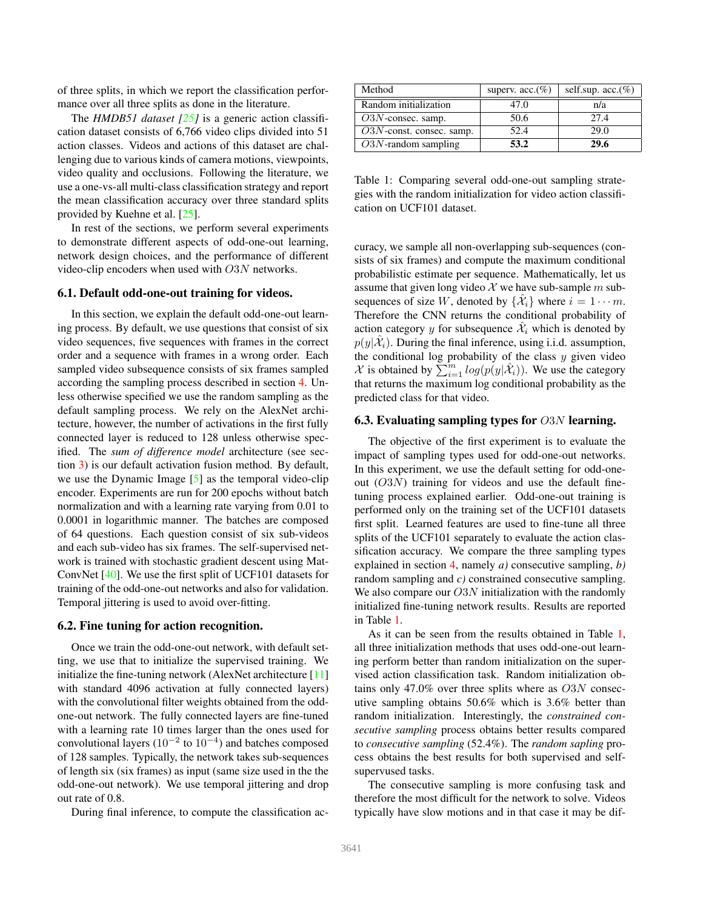of three splits, in which we report the classification performance over all three splits as done in the literature.

The *HMDB51 dataset [25]* is a generic action classification dataset consists of 6,766 video clips divided into 51 action classes. Videos and actions of this dataset are challenging due to various kinds of camera motions, viewpoints, video quality and occlusions. Following the literature, we use a one-vs-all multi-class classification strategy and report the mean classification accuracy over three standard splits provided by Kuehne et al. [25].

In rest of the sections, we perform several experiments to demonstrate different aspects of odd-one-out learning, network design choices, and the performance of different video-clip encoders when used with $O3N$ networks.

### 6.1. Default odd-one-out training for videos.

In this section, we explain the default odd-one-out learning process. By default, we use questions that consist of six video sequences, five sequences with frames in the correct order and a sequence with frames in a wrong order. Each sampled video subsequence consists of six frames sampled according the sampling process described in section 4. Unless otherwise specified we use the random sampling as the default sampling process. We rely on the AlexNet architecture, however, the number of activations in the first fully connected layer is reduced to 128 unless otherwise specified. The *sum of difference model* architecture (see section 3) is our default activation fusion method. By default, we use the Dynamic Image [5] as the temporal video-clip encoder. Experiments are run for 200 epochs without batch normalization and with a learning rate varying from 0.01 to 0.0001 in logarithmic manner. The batches are composed of 64 questions. Each question consist of six sub-videos and each sub-video has six frames. The self-supervised network is trained with stochastic gradient descent using MatConvNet [40]. We use the first split of UCF101 datasets for training of the odd-one-out networks and also for validation. Temporal jittering is used to avoid over-fitting.

### 6.2. Fine tuning for action recognition.

Once we train the odd-one-out network, with default setting, we use that to initialize the supervised training. We initialize the fine-tuning network (AlexNet architecture [11] with standard 4096 activation at fully connected layers) with the convolutional filter weights obtained from the odd-one-out network. The fully connected layers are fine-tuned with a learning rate 10 times larger than the ones used for convolutional layers ($10^{-2}$ to $10^{-4}$) and batches composed of 128 samples. Typically, the network takes sub-sequences of length six (six frames) as input (same size used in the the odd-one-out network). We use temporal jittering and drop out rate of 0.8.

During final inference, to compute the classification accuracy, we sample all non-overlapping sub-sequences (consists of six frames) and compute the maximum conditional probabilistic estimate per sequence. Mathematically, let us assume that given long video $\mathcal{X}$ we have sub-sample $m$ subsequences of size $W$, denoted by $\{\hat{\mathcal{X}}_i\}$ where $i = 1 \cdots m$. Therefore the CNN returns the conditional probability of action category $y$ for subsequence $\hat{\mathcal{X}}_i$ which is denoted by $p(y|\hat{\mathcal{X}}_i)$. During the final inference, using i.i.d. assumption, the conditional log probability of the class $y$ given video $\mathcal{X}$ is obtained by $\sum_{i=1}^{m} log(p(y|\hat{\mathcal{X}}_i))$. We use the category that returns the maximum log conditional probability as the predicted class for that video.

| Method | superv. acc.(%) | self.sup. acc.(%) |
|---|---|---|
| Random initialization | 47.0 | n/a |
| $O3N$-consec. samp. | 50.6 | 27.4 |
| $O3N$-const. consec. samp. | 52.4 | 29.0 |
| $O3N$-random sampling | **53.2** | **29.6** |

Table 1: Comparing several odd-one-out sampling strategies with the random initialization for video action classification on UCF101 dataset.

### 6.3. Evaluating sampling types for $O3N$ learning.

The objective of the first experiment is to evaluate the impact of sampling types used for odd-one-out networks. In this experiment, we use the default setting for odd-one-out ($O3N$) training for videos and use the default fine-tuning process explained earlier. Odd-one-out training is performed only on the training set of the UCF101 datasets first split. Learned features are used to fine-tune all three splits of the UCF101 separately to evaluate the action classification accuracy. We compare the three sampling types explained in section 4, namely *a)* consecutive sampling, *b)* random sampling and *c)* constrained consecutive sampling. We also compare our $O3N$ initialization with the randomly initialized fine-tuning network results. Results are reported in Table 1.

As it can be seen from the results obtained in Table 1, all three initialization methods that uses odd-one-out learning perform better than random initialization on the supervised action classification task. Random initialization obtains only 47.0% over three splits where as $O3N$ consecutive sampling obtains 50.6% which is 3.6% better than random initialization. Interestingly, the *constrained consecutive sampling* process obtains better results compared to *consecutive sampling* (52.4%). The *random sapling* process obtains the best results for both supervised and self-supervused tasks.

The consecutive sampling is more confusing task and therefore the most difficult for the network to solve. Videos typically have slow motions and in that case it may be dif-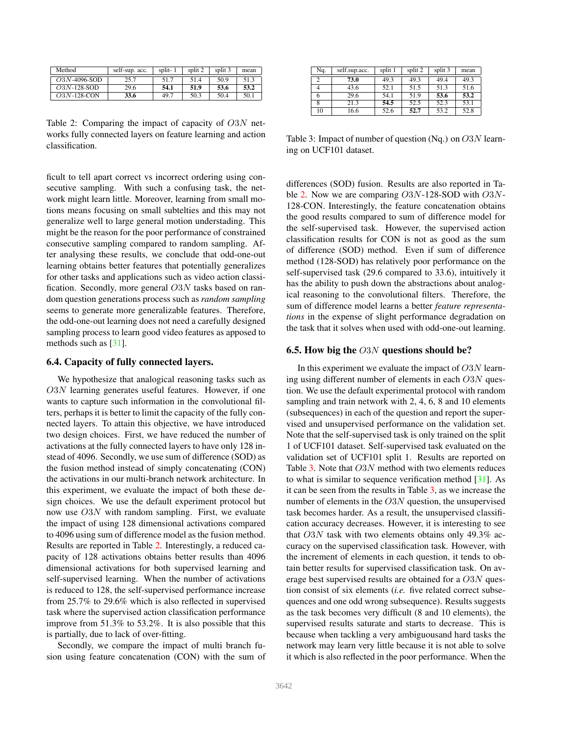| Method | self-sup. acc. | split- 1 | split 2 | split 3 | mean |
|---|---|---|---|---|---|
| $O3N$-4096-SOD | 25.7 | 51.7 | 51.4 | 50.9 | 51.3 |
| $O3N$-128-SOD | 29.6 | **54.1** | **51.9** | **53.6** | **53.2** |
| $O3N$-128-CON | **33.6** | 49.7 | 50.3 | 50.4 | 50.1 |

Table 2: Comparing the impact of capacity of $O3N$ networks fully connected layers on feature learning and action classification.

ficult to tell apart correct vs incorrect ordering using consecutive sampling. With such a confusing task, the network might learn little. Moreover, learning from small motions means focusing on small subtelties and this may not generalize well to large general motion understading. This might be the reason for the poor performance of constrained consecutive sampling compared to random sampling. After analysing these results, we conclude that odd-one-out learning obtains better features that potentially generalizes for other tasks and applications such as video action classification. Secondly, more general $O3N$ tasks based on random question generations process such as *random sampling* seems to generate more generalizable features. Therefore, the odd-one-out learning does not need a carefully designed sampling process to learn good video features as apposed to methods such as [31].

### 6.4. Capacity of fully connected layers.

We hypothesize that analogical reasoning tasks such as $O3N$ learning generates useful features. However, if one wants to capture such information in the convolutional filters, perhaps it is better to limit the capacity of the fully connected layers. To attain this objective, we have introduced two design choices. First, we have reduced the number of activations at the fully connected layers to have only 128 instead of 4096. Secondly, we use sum of difference (SOD) as the fusion method instead of simply concatenating (CON) the activations in our multi-branch network architecture. In this experiment, we evaluate the impact of both these design choices. We use the default experiment protocol but now use $O3N$ with random sampling. First, we evaluate the impact of using 128 dimensional activations compared to 4096 using sum of difference model as the fusion method. Results are reported in Table 2. Interestingly, a reduced capacity of 128 activations obtains better results than 4096 dimensional activations for both supervised learning and self-supervised learning. When the number of activations is reduced to 128, the self-supervised performance increase from 25.7% to 29.6% which is also reflected in supervised task where the supervised action classification performance improve from 51.3% to 53.2%. It is also possible that this is partially, due to lack of over-fitting.

Secondly, we compare the impact of multi branch fusion using feature concatenation (CON) with the sum of differences (SOD) fusion. Results are also reported in Table 2. Now we are comparing $O3N$-128-SOD with $O3N$-128-CON. Interestingly, the feature concatenation obtains the good results compared to sum of difference model for the self-supervised task. However, the supervised action classification results for CON is not as good as the sum of difference (SOD) method. Even if sum of difference method (128-SOD) has relatively poor performance on the self-supervised task (29.6 compared to 33.6), intuitively it has the ability to push down the abstractions about analogical reasoning to the convolutional filters. Therefore, the sum of difference model learns a better *feature representations* in the expense of slight performance degradation on the task that it solves when used with odd-one-out learning.

| Nq. | self.sup.acc. | split 1 | split 2 | split 3 | mean |
|---|---|---|---|---|---|
| 2 | **73.0** | 49.3 | 49.3 | 49.4 | 49.3 |
| 4 | 43.6 | 52.1 | 51.5 | 51.3 | 51.6 |
| 6 | 29.6 | 54.1 | 51.9 | **53.6** | **53.2** |
| 8 | 21.3 | **54.5** | 52.5 | 52.3 | 53.1 |
| 10 | 16.6 | 52.6 | **52.7** | 53.2 | 52.8 |

Table 3: Impact of number of question (Nq.) on $O3N$ learning on UCF101 dataset.

### 6.5. How big the $O3N$ questions should be?

In this experiment we evaluate the impact of $O3N$ learning using different number of elements in each $O3N$ question. We use the default experimental protocol with random sampling and train network with 2, 4, 6, 8 and 10 elements (subsequences) in each of the question and report the supervised and unsupervised performance on the validation set. Note that the self-supervised task is only trained on the split 1 of UCF101 dataset. Self-supervised task evaluated on the validation set of UCF101 split 1. Results are reported on Table 3. Note that $O3N$ method with two elements reduces to what is similar to sequence verification method [31]. As it can be seen from the results in Table 3, as we increase the number of elements in the $O3N$ question, the unsupervised task becomes harder. As a result, the unsupervised classification accuracy decreases. However, it is interesting to see that $O3N$ task with two elements obtains only 49.3% accuracy on the supervised classification task. However, with the increment of elements in each question, it tends to obtain better results for supervised classification task. On average best supervised results are obtained for a $O3N$ question consist of six elements (*i.e.* five related correct subsequences and one odd wrong subsequence). Results suggests as the task becomes very difficult (8 and 10 elements), the supervised results saturate and starts to decrease. This is because when tackling a very ambiguousand hard tasks the network may learn very little because it is not able to solve it which is also reflected in the poor performance. When the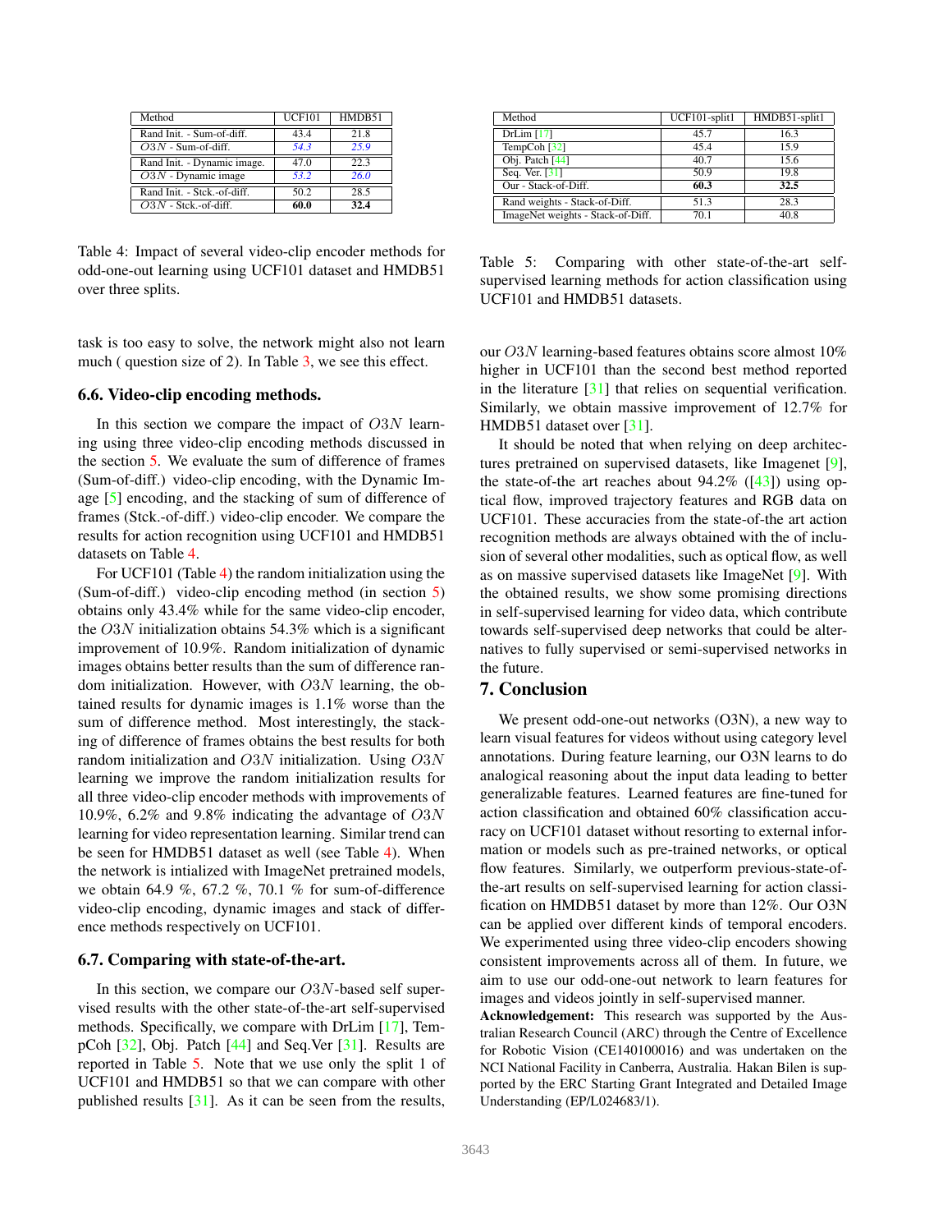| Method | UCF101 | HMDB51 |
|---|---|---|
| Rand Init. - Sum-of-diff. | 43.4 | 21.8 |
| $O3N$ - Sum-of-diff. | *54.3* | *25.9* |
| Rand Init. - Dynamic image. | 47.0 | 22.3 |
| $O3N$ - Dynamic image | *53.2* | *26.0* |
| Rand Init. - Stck.-of-diff. | 50.2 | 28.5 |
| $O3N$ - Stck.-of-diff. | **60.0** | **32.4** |

Table 4: Impact of several video-clip encoder methods for odd-one-out learning using UCF101 dataset and HMDB51 over three splits.

task is too easy to solve, the network might also not learn much ( question size of 2). In Table 3, we see this effect.

### 6.6. Video-clip encoding methods.

In this section we compare the impact of $O3N$ learning using three video-clip encoding methods discussed in the section 5. We evaluate the sum of difference of frames (Sum-of-diff.) video-clip encoding, with the Dynamic Image [5] encoding, and the stacking of sum of difference of frames (Stck.-of-diff.) video-clip encoder. We compare the results for action recognition using UCF101 and HMDB51 datasets on Table 4.

For UCF101 (Table 4) the random initialization using the (Sum-of-diff.) video-clip encoding method (in section 5) obtains only 43.4% while for the same video-clip encoder, the $O3N$ initialization obtains 54.3% which is a significant improvement of 10.9%. Random initialization of dynamic images obtains better results than the sum of difference random initialization. However, with $O3N$ learning, the obtained results for dynamic images is 1.1% worse than the sum of difference method. Most interestingly, the stacking of difference of frames obtains the best results for both random initialization and $O3N$ initialization. Using $O3N$ learning we improve the random initialization results for all three video-clip encoder methods with improvements of 10.9%, 6.2% and 9.8% indicating the advantage of $O3N$ learning for video representation learning. Similar trend can be seen for HMDB51 dataset as well (see Table 4). When the network is intialized with ImageNet pretrained models, we obtain 64.9 %, 67.2 %, 70.1 % for sum-of-difference video-clip encoding, dynamic images and stack of difference methods respectively on UCF101.

### 6.7. Comparing with state-of-the-art.

In this section, we compare our $O3N$-based self supervised results with the other state-of-the-art self-supervised methods. Specifically, we compare with DrLim [17], TempCoh [32], Obj. Patch [44] and Seq.Ver [31]. Results are reported in Table 5. Note that we use only the split 1 of UCF101 and HMDB51 so that we can compare with other published results [31]. As it can be seen from the results, our $O3N$ learning-based features obtains score almost 10% higher in UCF101 than the second best method reported in the literature [31] that relies on sequential verification. Similarly, we obtain massive improvement of 12.7% for HMDB51 dataset over [31].

| Method | UCF101-split1 | HMDB51-split1 |
|---|---|---|
| DrLim [17] | 45.7 | 16.3 |
| TempCoh [32] | 45.4 | 15.9 |
| Obj. Patch [44] | 40.7 | 15.6 |
| Seq. Ver. [31] | 50.9 | 19.8 |
| Our - Stack-of-Diff. | **60.3** | **32.5** |
| Rand weights - Stack-of-Diff. | 51.3 | 28.3 |
| ImageNet weights - Stack-of-Diff. | 70.1 | 40.8 |

Table 5: Comparing with other state-of-the-art self-supervised learning methods for action classification using UCF101 and HMDB51 datasets.

It should be noted that when relying on deep architectures pretrained on supervised datasets, like Imagenet [9], the state-of-the art reaches about 94.2% ([43]) using optical flow, improved trajectory features and RGB data on UCF101. These accuracies from the state-of-the art action recognition methods are always obtained with the of inclusion of several other modalities, such as optical flow, as well as on massive supervised datasets like ImageNet [9]. With the obtained results, we show some promising directions in self-supervised learning for video data, which contribute towards self-supervised deep networks that could be alternatives to fully supervised or semi-supervised networks in the future.

## 7. Conclusion

We present odd-one-out networks (O3N), a new way to learn visual features for videos without using category level annotations. During feature learning, our O3N learns to do analogical reasoning about the input data leading to better generalizable features. Learned features are fine-tuned for action classification and obtained 60% classification accuracy on UCF101 dataset without resorting to external information or models such as pre-trained networks, or optical flow features. Similarly, we outperform previous-state-of-the-art results on self-supervised learning for action classification on HMDB51 dataset by more than 12%. Our O3N can be applied over different kinds of temporal encoders. We experimented using three video-clip encoders showing consistent improvements across all of them. In future, we aim to use our odd-one-out network to learn features for images and videos jointly in self-supervised manner.

**Acknowledgement:** This research was supported by the Australian Research Council (ARC) through the Centre of Excellence for Robotic Vision (CE140100016) and was undertaken on the NCI National Facility in Canberra, Australia. Hakan Bilen is supported by the ERC Starting Grant Integrated and Detailed Image Understanding (EP/L024683/1).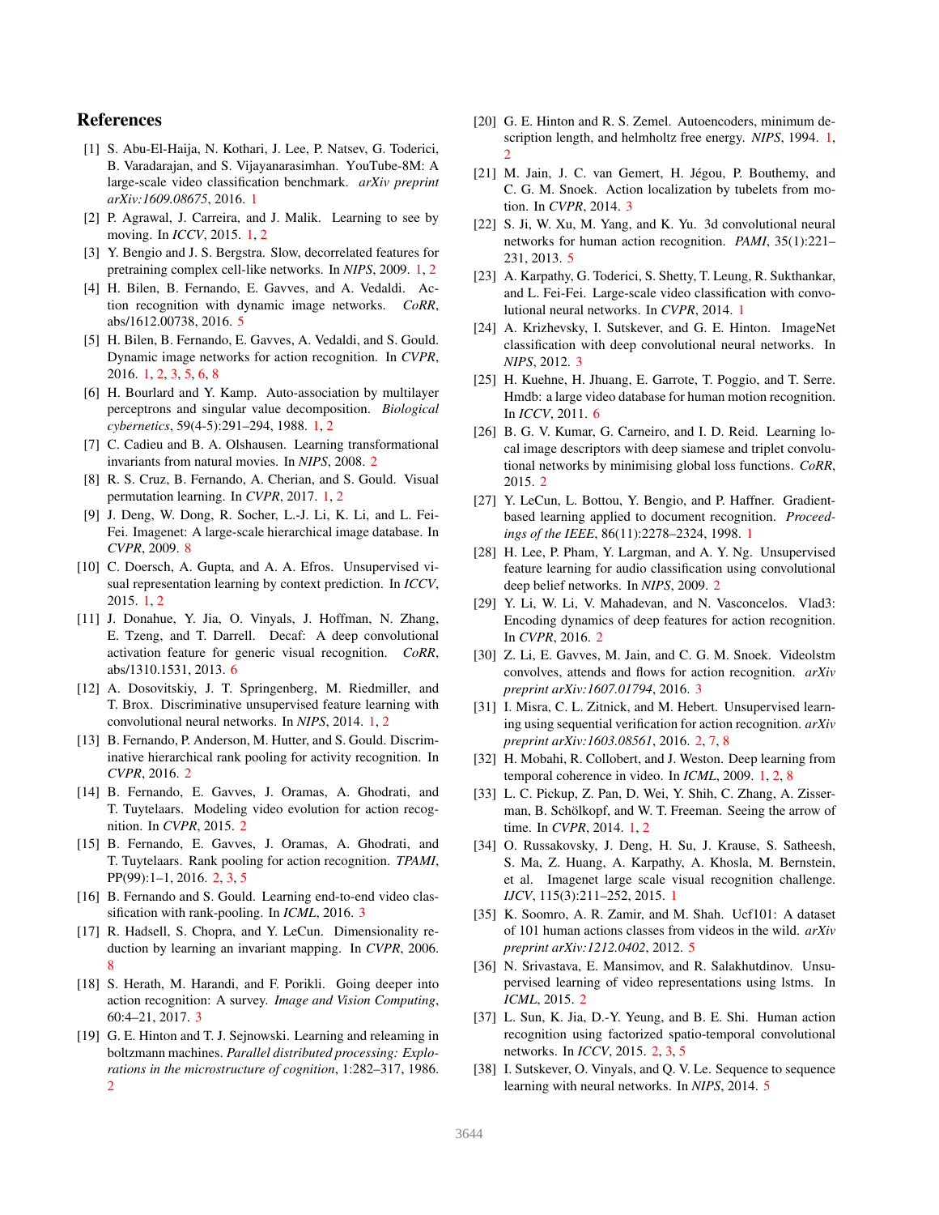## References

[1] S. Abu-El-Haija, N. Kothari, J. Lee, P. Natsev, G. Toderici, B. Varadarajan, and S. Vijayanarasimhan. YouTube-8M: A large-scale video classification benchmark. *arXiv preprint arXiv:1609.08675*, 2016. 1

[2] P. Agrawal, J. Carreira, and J. Malik. Learning to see by moving. In *ICCV*, 2015. 1, 2

[3] Y. Bengio and J. S. Bergstra. Slow, decorrelated features for pretraining complex cell-like networks. In *NIPS*, 2009. 1, 2

[4] H. Bilen, B. Fernando, E. Gavves, and A. Vedaldi. Action recognition with dynamic image networks. *CoRR*, abs/1612.00738, 2016. 5

[5] H. Bilen, B. Fernando, E. Gavves, A. Vedaldi, and S. Gould. Dynamic image networks for action recognition. In *CVPR*, 2016. 1, 2, 3, 5, 6, 8

[6] H. Bourlard and Y. Kamp. Auto-association by multilayer perceptrons and singular value decomposition. *Biological cybernetics*, 59(4-5):291–294, 1988. 1, 2

[7] C. Cadieu and B. A. Olshausen. Learning transformational invariants from natural movies. In *NIPS*, 2008. 2

[8] R. S. Cruz, B. Fernando, A. Cherian, and S. Gould. Visual permutation learning. In *CVPR*, 2017. 1, 2

[9] J. Deng, W. Dong, R. Socher, L.-J. Li, K. Li, and L. Fei-Fei. Imagenet: A large-scale hierarchical image database. In *CVPR*, 2009. 8

[10] C. Doersch, A. Gupta, and A. A. Efros. Unsupervised visual representation learning by context prediction. In *ICCV*, 2015. 1, 2

[11] J. Donahue, Y. Jia, O. Vinyals, J. Hoffman, N. Zhang, E. Tzeng, and T. Darrell. Decaf: A deep convolutional activation feature for generic visual recognition. *CoRR*, abs/1310.1531, 2013. 6

[12] A. Dosovitskiy, J. T. Springenberg, M. Riedmiller, and T. Brox. Discriminative unsupervised feature learning with convolutional neural networks. In *NIPS*, 2014. 1, 2

[13] B. Fernando, P. Anderson, M. Hutter, and S. Gould. Discriminative hierarchical rank pooling for activity recognition. In *CVPR*, 2016. 2

[14] B. Fernando, E. Gavves, J. Oramas, A. Ghodrati, and T. Tuytelaars. Modeling video evolution for action recognition. In *CVPR*, 2015. 2

[15] B. Fernando, E. Gavves, J. Oramas, A. Ghodrati, and T. Tuytelaars. Rank pooling for action recognition. *TPAMI*, PP(99):1–1, 2016. 2, 3, 5

[16] B. Fernando and S. Gould. Learning end-to-end video classification with rank-pooling. In *ICML*, 2016. 3

[17] R. Hadsell, S. Chopra, and Y. LeCun. Dimensionality reduction by learning an invariant mapping. In *CVPR*, 2006. 8

[18] S. Herath, M. Harandi, and F. Porikli. Going deeper into action recognition: A survey. *Image and Vision Computing*, 60:4–21, 2017. 3

[19] G. E. Hinton and T. J. Sejnowski. Learning and releaming in boltzmann machines. *Parallel distributed processing: Explorations in the microstructure of cognition*, 1:282–317, 1986. 2

[20] G. E. Hinton and R. S. Zemel. Autoencoders, minimum description length, and helmholtz free energy. *NIPS*, 1994. 1, 2

[21] M. Jain, J. C. van Gemert, H. Jégou, P. Bouthemy, and C. G. M. Snoek. Action localization by tubelets from motion. In *CVPR*, 2014. 3

[22] S. Ji, W. Xu, M. Yang, and K. Yu. 3d convolutional neural networks for human action recognition. *PAMI*, 35(1):221–231, 2013. 5

[23] A. Karpathy, G. Toderici, S. Shetty, T. Leung, R. Sukthankar, and L. Fei-Fei. Large-scale video classification with convolutional neural networks. In *CVPR*, 2014. 1

[24] A. Krizhevsky, I. Sutskever, and G. E. Hinton. ImageNet classification with deep convolutional neural networks. In *NIPS*, 2012. 3

[25] H. Kuehne, H. Jhuang, E. Garrote, T. Poggio, and T. Serre. Hmdb: a large video database for human motion recognition. In *ICCV*, 2011. 6

[26] B. G. V. Kumar, G. Carneiro, and I. D. Reid. Learning local image descriptors with deep siamese and triplet convolutional networks by minimising global loss functions. *CoRR*, 2015. 2

[27] Y. LeCun, L. Bottou, Y. Bengio, and P. Haffner. Gradient-based learning applied to document recognition. *Proceedings of the IEEE*, 86(11):2278–2324, 1998. 1

[28] H. Lee, P. Pham, Y. Largman, and A. Y. Ng. Unsupervised feature learning for audio classification using convolutional deep belief networks. In *NIPS*, 2009. 2

[29] Y. Li, W. Li, V. Mahadevan, and N. Vasconcelos. Vlad3: Encoding dynamics of deep features for action recognition. In *CVPR*, 2016. 2

[30] Z. Li, E. Gavves, M. Jain, and C. G. M. Snoek. Videolstm convolves, attends and flows for action recognition. *arXiv preprint arXiv:1607.01794*, 2016. 3

[31] I. Misra, C. L. Zitnick, and M. Hebert. Unsupervised learning using sequential verification for action recognition. *arXiv preprint arXiv:1603.08561*, 2016. 2, 7, 8

[32] H. Mobahi, R. Collobert, and J. Weston. Deep learning from temporal coherence in video. In *ICML*, 2009. 1, 2, 8

[33] L. C. Pickup, Z. Pan, D. Wei, Y. Shih, C. Zhang, A. Zisserman, B. Schölkopf, and W. T. Freeman. Seeing the arrow of time. In *CVPR*, 2014. 1, 2

[34] O. Russakovsky, J. Deng, H. Su, J. Krause, S. Satheesh, S. Ma, Z. Huang, A. Karpathy, A. Khosla, M. Bernstein, et al. Imagenet large scale visual recognition challenge. *IJCV*, 115(3):211–252, 2015. 1

[35] K. Soomro, A. R. Zamir, and M. Shah. Ucf101: A dataset of 101 human actions classes from videos in the wild. *arXiv preprint arXiv:1212.0402*, 2012. 5

[36] N. Srivastava, E. Mansimov, and R. Salakhutdinov. Unsupervised learning of video representations using lstms. In *ICML*, 2015. 2

[37] L. Sun, K. Jia, D.-Y. Yeung, and B. E. Shi. Human action recognition using factorized spatio-temporal convolutional networks. In *ICCV*, 2015. 2, 3, 5

[38] I. Sutskever, O. Vinyals, and Q. V. Le. Sequence to sequence learning with neural networks. In *NIPS*, 2014. 5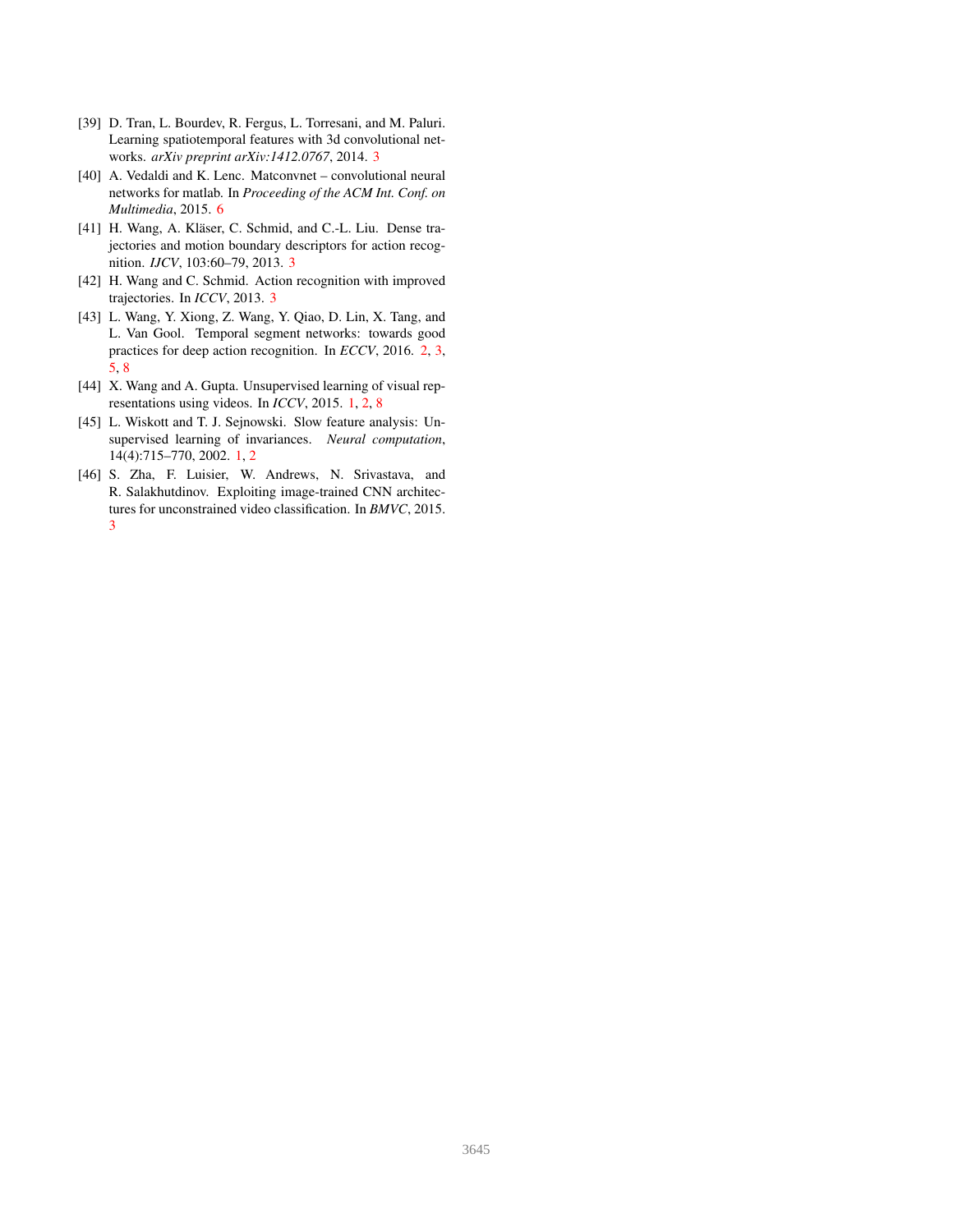[39] D. Tran, L. Bourdev, R. Fergus, L. Torresani, and M. Paluri. Learning spatiotemporal features with 3d convolutional networks. *arXiv preprint arXiv:1412.0767*, 2014. 3

[40] A. Vedaldi and K. Lenc. Matconvnet – convolutional neural networks for matlab. In *Proceeding of the ACM Int. Conf. on Multimedia*, 2015. 6

[41] H. Wang, A. Kläser, C. Schmid, and C.-L. Liu. Dense trajectories and motion boundary descriptors for action recognition. *IJCV*, 103:60–79, 2013. 3

[42] H. Wang and C. Schmid. Action recognition with improved trajectories. In *ICCV*, 2013. 3

[43] L. Wang, Y. Xiong, Z. Wang, Y. Qiao, D. Lin, X. Tang, and L. Van Gool. Temporal segment networks: towards good practices for deep action recognition. In *ECCV*, 2016. 2, 3, 5, 8

[44] X. Wang and A. Gupta. Unsupervised learning of visual representations using videos. In *ICCV*, 2015. 1, 2, 8

[45] L. Wiskott and T. J. Sejnowski. Slow feature analysis: Unsupervised learning of invariances. *Neural computation*, 14(4):715–770, 2002. 1, 2

[46] S. Zha, F. Luisier, W. Andrews, N. Srivastava, and R. Salakhutdinov. Exploiting image-trained CNN architectures for unconstrained video classification. In *BMVC*, 2015. 3